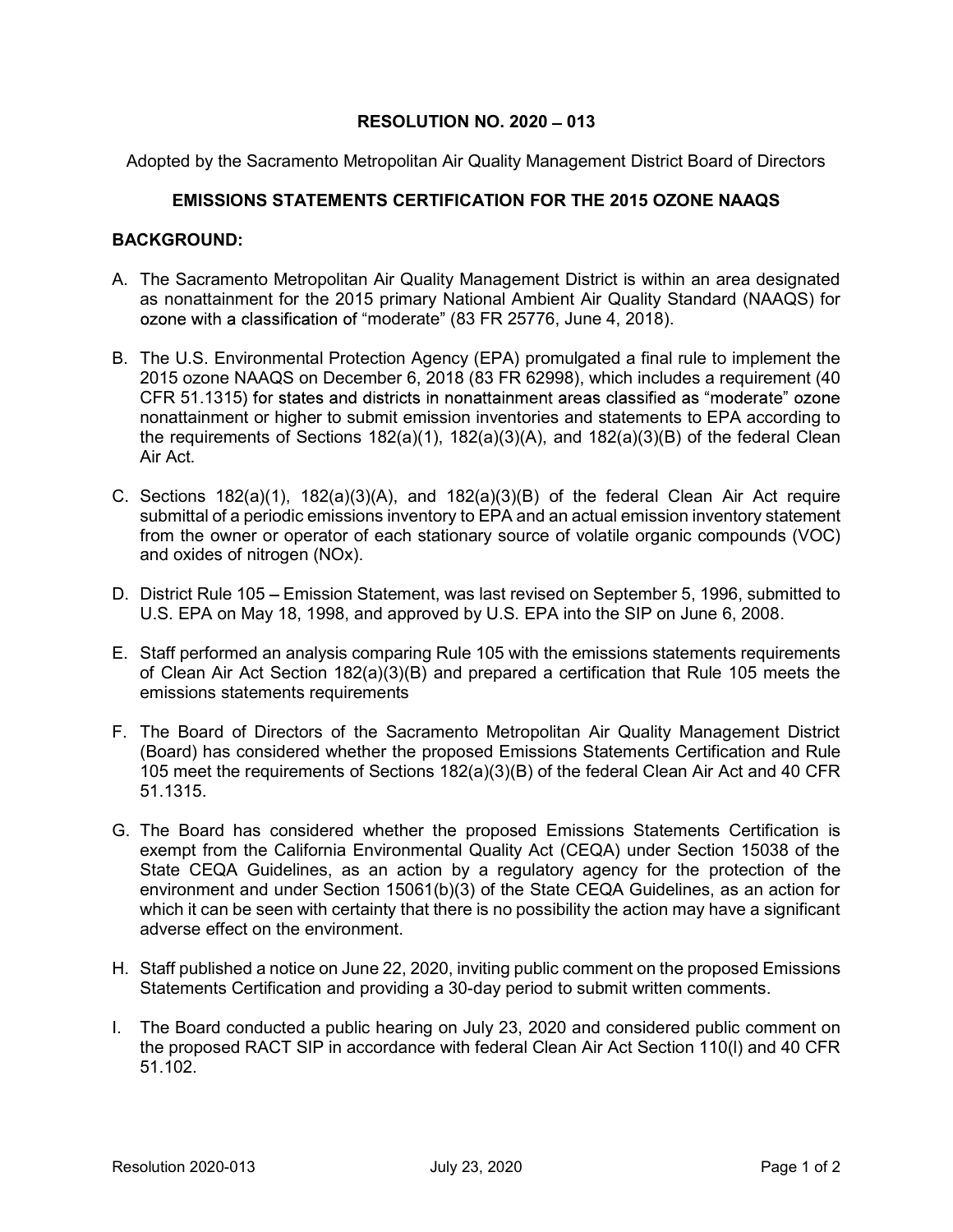# RESOLUTION NO. 2020 – 013

Adopted by the Sacramento Metropolitan Air Quality Management District Board of Directors

## EMISSIONS STATEMENTS CERTIFICATION FOR THE 2015 OZONE NAAQS

### BACKGROUND:

A. The Sacramento Metropolitan Air Quality Management District is within an area designated as nonattainment for the 2015 primary National Ambient Air Quality Standard (NAAQS) for ozone with a classification of "moderate" (83 FR 25776, June 4, 2018).

B. The U.S. Environmental Protection Agency (EPA) promulgated a final rule to implement the 2015 ozone NAAQS on December 6, 2018 (83 FR 62998), which includes a requirement (40 CFR 51.1315) for states and districts in nonattainment areas classified as "moderate" ozone nonattainment or higher to submit emission inventories and statements to EPA according to the requirements of Sections 182(a)(1), 182(a)(3)(A), and 182(a)(3)(B) of the federal Clean Air Act.

C. Sections 182(a)(1), 182(a)(3)(A), and 182(a)(3)(B) of the federal Clean Air Act require submittal of a periodic emissions inventory to EPA and an actual emission inventory statement from the owner or operator of each stationary source of volatile organic compounds (VOC) and oxides of nitrogen (NOx).

D. District Rule 105 – Emission Statement, was last revised on September 5, 1996, submitted to U.S. EPA on May 18, 1998, and approved by U.S. EPA into the SIP on June 6, 2008.

E. Staff performed an analysis comparing Rule 105 with the emissions statements requirements of Clean Air Act Section 182(a)(3)(B) and prepared a certification that Rule 105 meets the emissions statements requirements

F. The Board of Directors of the Sacramento Metropolitan Air Quality Management District (Board) has considered whether the proposed Emissions Statements Certification and Rule 105 meet the requirements of Sections 182(a)(3)(B) of the federal Clean Air Act and 40 CFR 51.1315.

G. The Board has considered whether the proposed Emissions Statements Certification is exempt from the California Environmental Quality Act (CEQA) under Section 15038 of the State CEQA Guidelines, as an action by a regulatory agency for the protection of the environment and under Section 15061(b)(3) of the State CEQA Guidelines, as an action for which it can be seen with certainty that there is no possibility the action may have a significant adverse effect on the environment.

H. Staff published a notice on June 22, 2020, inviting public comment on the proposed Emissions Statements Certification and providing a 30-day period to submit written comments.

I. The Board conducted a public hearing on July 23, 2020 and considered public comment on the proposed RACT SIP in accordance with federal Clean Air Act Section 110(l) and 40 CFR 51.102.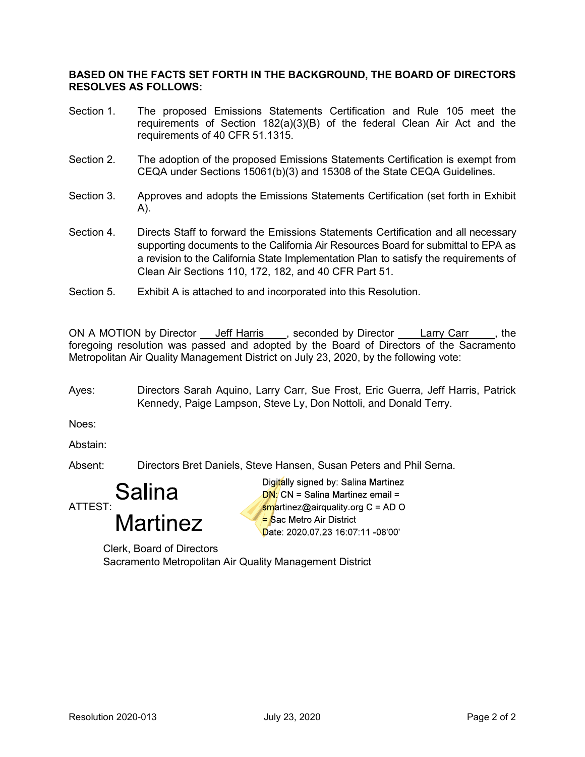**BASED ON THE FACTS SET FORTH IN THE BACKGROUND, THE BOARD OF DIRECTORS RESOLVES AS FOLLOWS:**

Section 1. The proposed Emissions Statements Certification and Rule 105 meet the requirements of Section 182(a)(3)(B) of the federal Clean Air Act and the requirements of 40 CFR 51.1315.

Section 2. The adoption of the proposed Emissions Statements Certification is exempt from CEQA under Sections 15061(b)(3) and 15308 of the State CEQA Guidelines.

Section 3. Approves and adopts the Emissions Statements Certification (set forth in Exhibit A).

Section 4. Directs Staff to forward the Emissions Statements Certification and all necessary supporting documents to the California Air Resources Board for submittal to EPA as a revision to the California State Implementation Plan to satisfy the requirements of Clean Air Sections 110, 172, 182, and 40 CFR Part 51.

Section 5. Exhibit A is attached to and incorporated into this Resolution.

ON A MOTION by Director Jeff Harris, seconded by Director Larry Carr, the foregoing resolution was passed and adopted by the Board of Directors of the Sacramento Metropolitan Air Quality Management District on July 23, 2020, by the following vote:

Ayes: Directors Sarah Aquino, Larry Carr, Sue Frost, Eric Guerra, Jeff Harris, Patrick Kennedy, Paige Lampson, Steve Ly, Don Nottoli, and Donald Terry.

Noes:

Abstain:

Absent: Directors Bret Daniels, Steve Hansen, Susan Peters and Phil Serna.

ATTEST: Salina Martinez

Digitally signed by: Salina Martinez
DN: CN = Salina Martinez email = smartinez@airquality.org C = AD O = Sac Metro Air District
Date: 2020.07.23 16:07:11 -08'00'

Clerk, Board of Directors
Sacramento Metropolitan Air Quality Management District